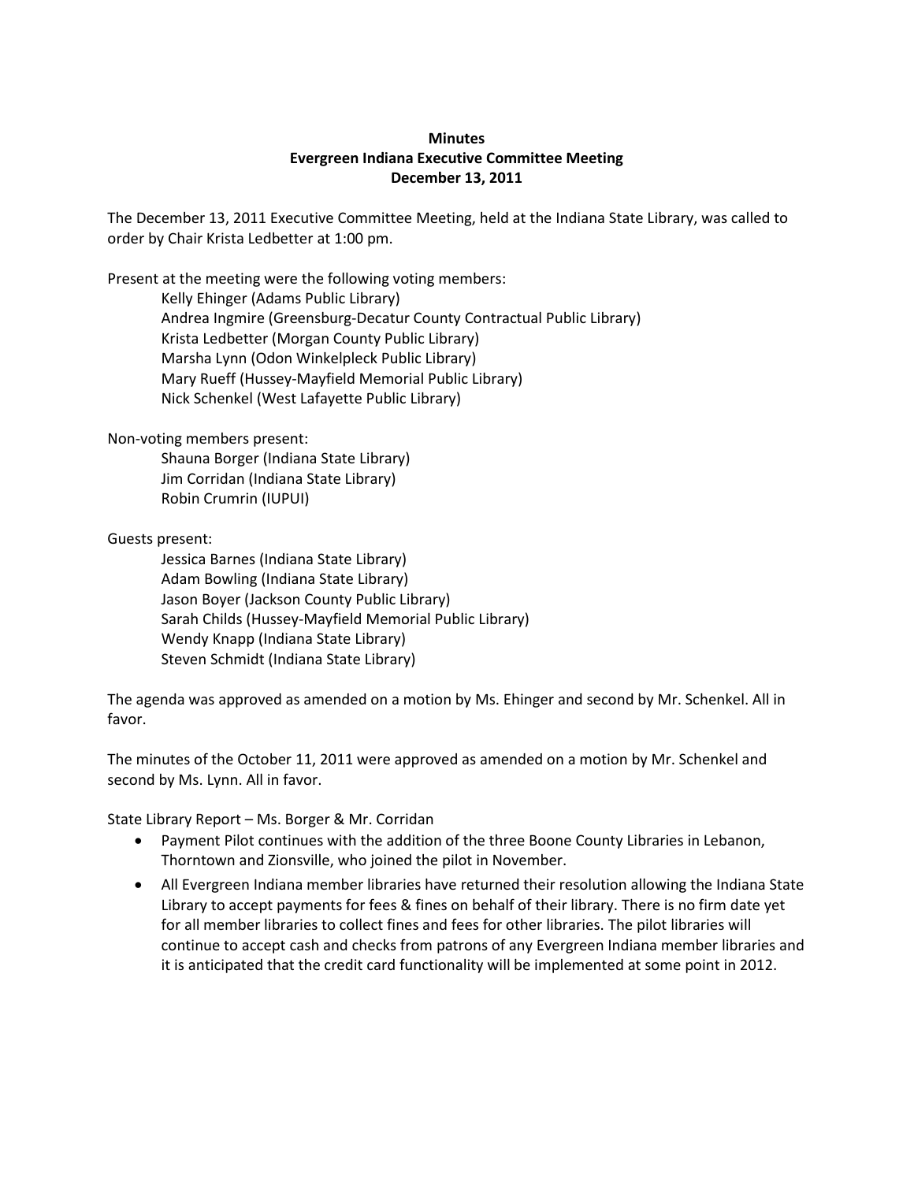**Minutes**
**Evergreen Indiana Executive Committee Meeting**
**December 13, 2011**

The December 13, 2011 Executive Committee Meeting, held at the Indiana State Library, was called to order by Chair Krista Ledbetter at 1:00 pm.

Present at the meeting were the following voting members:

- Kelly Ehinger (Adams Public Library)
- Andrea Ingmire (Greensburg-Decatur County Contractual Public Library)
- Krista Ledbetter (Morgan County Public Library)
- Marsha Lynn (Odon Winkelpleck Public Library)
- Mary Rueff (Hussey-Mayfield Memorial Public Library)
- Nick Schenkel (West Lafayette Public Library)

Non-voting members present:

- Shauna Borger (Indiana State Library)
- Jim Corridan (Indiana State Library)
- Robin Crumrin (IUPUI)

Guests present:

- Jessica Barnes (Indiana State Library)
- Adam Bowling (Indiana State Library)
- Jason Boyer (Jackson County Public Library)
- Sarah Childs (Hussey-Mayfield Memorial Public Library)
- Wendy Knapp (Indiana State Library)
- Steven Schmidt (Indiana State Library)

The agenda was approved as amended on a motion by Ms. Ehinger and second by Mr. Schenkel. All in favor.

The minutes of the October 11, 2011 were approved as amended on a motion by Mr. Schenkel and second by Ms. Lynn. All in favor.

State Library Report – Ms. Borger & Mr. Corridan

- Payment Pilot continues with the addition of the three Boone County Libraries in Lebanon, Thorntown and Zionsville, who joined the pilot in November.
- All Evergreen Indiana member libraries have returned their resolution allowing the Indiana State Library to accept payments for fees & fines on behalf of their library. There is no firm date yet for all member libraries to collect fines and fees for other libraries. The pilot libraries will continue to accept cash and checks from patrons of any Evergreen Indiana member libraries and it is anticipated that the credit card functionality will be implemented at some point in 2012.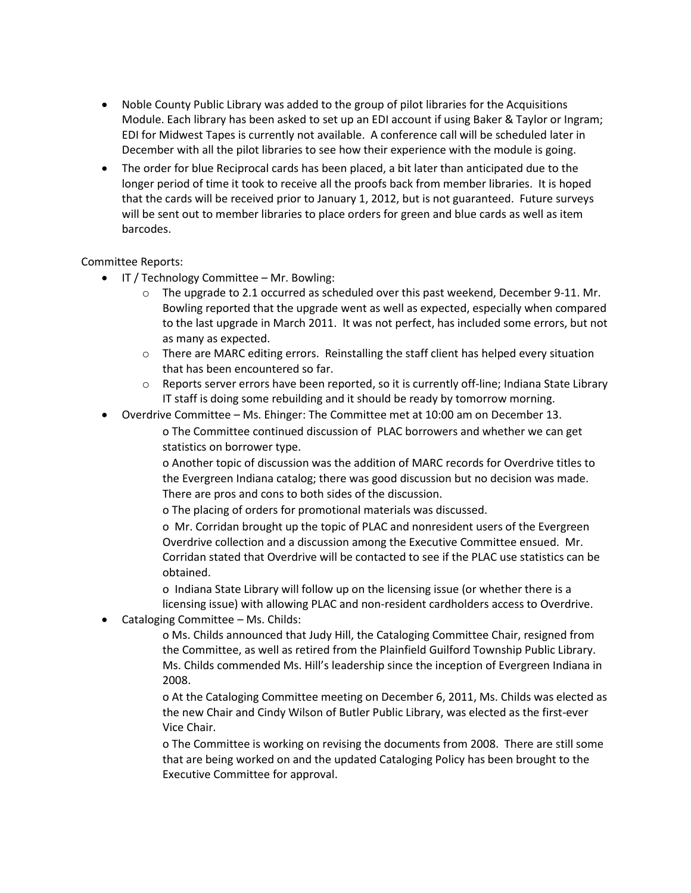- Noble County Public Library was added to the group of pilot libraries for the Acquisitions Module. Each library has been asked to set up an EDI account if using Baker & Taylor or Ingram; EDI for Midwest Tapes is currently not available. A conference call will be scheduled later in December with all the pilot libraries to see how their experience with the module is going.
- The order for blue Reciprocal cards has been placed, a bit later than anticipated due to the longer period of time it took to receive all the proofs back from member libraries. It is hoped that the cards will be received prior to January 1, 2012, but is not guaranteed. Future surveys will be sent out to member libraries to place orders for green and blue cards as well as item barcodes.

Committee Reports:

- IT / Technology Committee – Mr. Bowling:
  - The upgrade to 2.1 occurred as scheduled over this past weekend, December 9-11. Mr. Bowling reported that the upgrade went as well as expected, especially when compared to the last upgrade in March 2011. It was not perfect, has included some errors, but not as many as expected.
  - There are MARC editing errors. Reinstalling the staff client has helped every situation that has been encountered so far.
  - Reports server errors have been reported, so it is currently off-line; Indiana State Library IT staff is doing some rebuilding and it should be ready by tomorrow morning.
- Overdrive Committee – Ms. Ehinger: The Committee met at 10:00 am on December 13.
  - The Committee continued discussion of PLAC borrowers and whether we can get statistics on borrower type.
  - Another topic of discussion was the addition of MARC records for Overdrive titles to the Evergreen Indiana catalog; there was good discussion but no decision was made. There are pros and cons to both sides of the discussion.
  - The placing of orders for promotional materials was discussed.
  - Mr. Corridan brought up the topic of PLAC and nonresident users of the Evergreen Overdrive collection and a discussion among the Executive Committee ensued. Mr. Corridan stated that Overdrive will be contacted to see if the PLAC use statistics can be obtained.
  - Indiana State Library will follow up on the licensing issue (or whether there is a licensing issue) with allowing PLAC and non-resident cardholders access to Overdrive.
- Cataloging Committee – Ms. Childs:
  - Ms. Childs announced that Judy Hill, the Cataloging Committee Chair, resigned from the Committee, as well as retired from the Plainfield Guilford Township Public Library. Ms. Childs commended Ms. Hill's leadership since the inception of Evergreen Indiana in 2008.
  - At the Cataloging Committee meeting on December 6, 2011, Ms. Childs was elected as the new Chair and Cindy Wilson of Butler Public Library, was elected as the first-ever Vice Chair.
  - The Committee is working on revising the documents from 2008. There are still some that are being worked on and the updated Cataloging Policy has been brought to the Executive Committee for approval.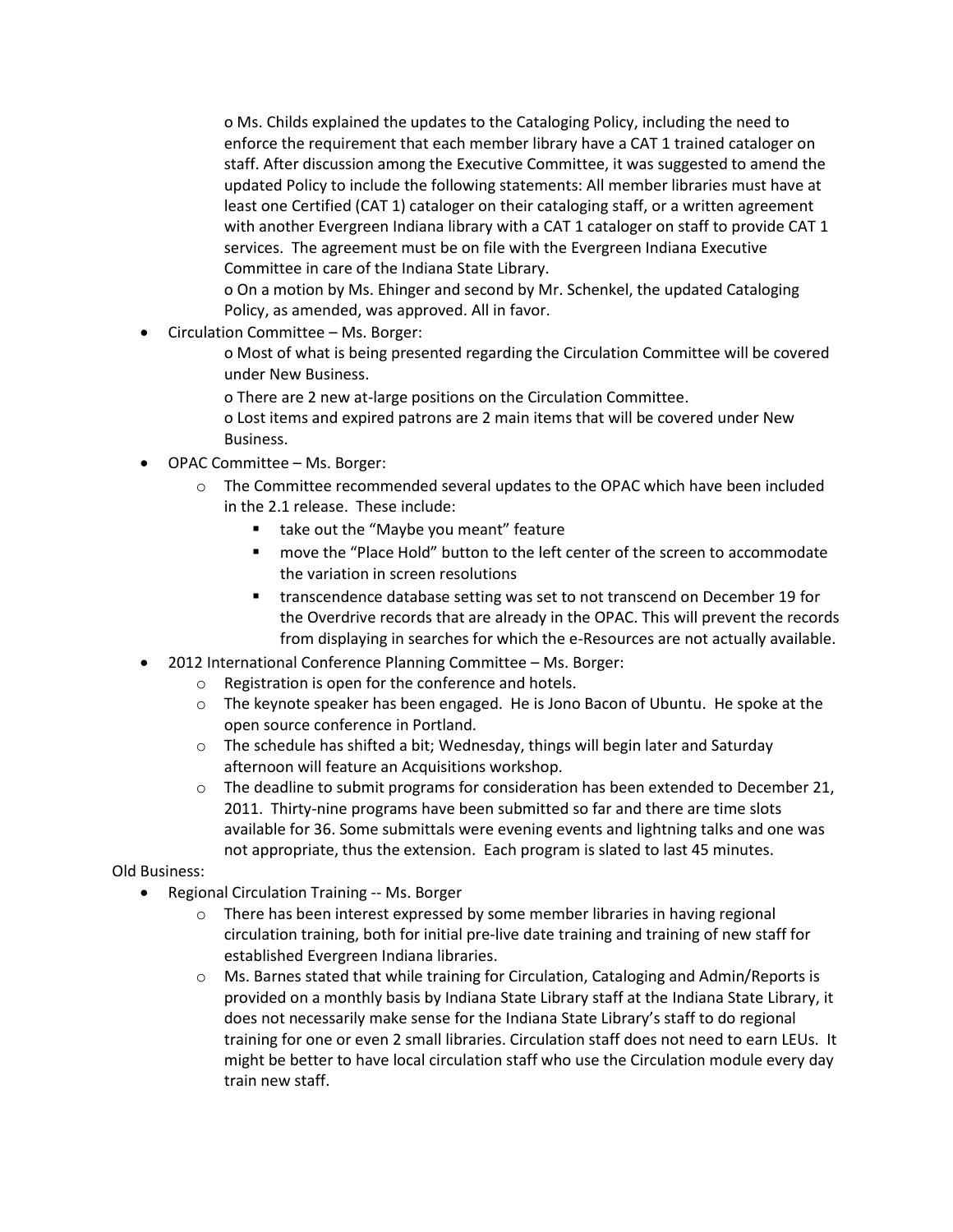- Ms. Childs explained the updates to the Cataloging Policy, including the need to enforce the requirement that each member library have a CAT 1 trained cataloger on staff. After discussion among the Executive Committee, it was suggested to amend the updated Policy to include the following statements: All member libraries must have at least one Certified (CAT 1) cataloger on their cataloging staff, or a written agreement with another Evergreen Indiana library with a CAT 1 cataloger on staff to provide CAT 1 services. The agreement must be on file with the Evergreen Indiana Executive Committee in care of the Indiana State Library.
- On a motion by Ms. Ehinger and second by Mr. Schenkel, the updated Cataloging Policy, as amended, was approved. All in favor.

- Circulation Committee – Ms. Borger:
  - Most of what is being presented regarding the Circulation Committee will be covered under New Business.
  - There are 2 new at-large positions on the Circulation Committee.
  - Lost items and expired patrons are 2 main items that will be covered under New Business.
- OPAC Committee – Ms. Borger:
  - The Committee recommended several updates to the OPAC which have been included in the 2.1 release. These include:
    - take out the "Maybe you meant" feature
    - move the "Place Hold" button to the left center of the screen to accommodate the variation in screen resolutions
    - transcendence database setting was set to not transcend on December 19 for the Overdrive records that are already in the OPAC. This will prevent the records from displaying in searches for which the e-Resources are not actually available.
- 2012 International Conference Planning Committee – Ms. Borger:
  - Registration is open for the conference and hotels.
  - The keynote speaker has been engaged. He is Jono Bacon of Ubuntu. He spoke at the open source conference in Portland.
  - The schedule has shifted a bit; Wednesday, things will begin later and Saturday afternoon will feature an Acquisitions workshop.
  - The deadline to submit programs for consideration has been extended to December 21, 2011. Thirty-nine programs have been submitted so far and there are time slots available for 36. Some submittals were evening events and lightning talks and one was not appropriate, thus the extension. Each program is slated to last 45 minutes.

Old Business:

- Regional Circulation Training -- Ms. Borger
  - There has been interest expressed by some member libraries in having regional circulation training, both for initial pre-live date training and training of new staff for established Evergreen Indiana libraries.
  - Ms. Barnes stated that while training for Circulation, Cataloging and Admin/Reports is provided on a monthly basis by Indiana State Library staff at the Indiana State Library, it does not necessarily make sense for the Indiana State Library's staff to do regional training for one or even 2 small libraries. Circulation staff does not need to earn LEUs. It might be better to have local circulation staff who use the Circulation module every day train new staff.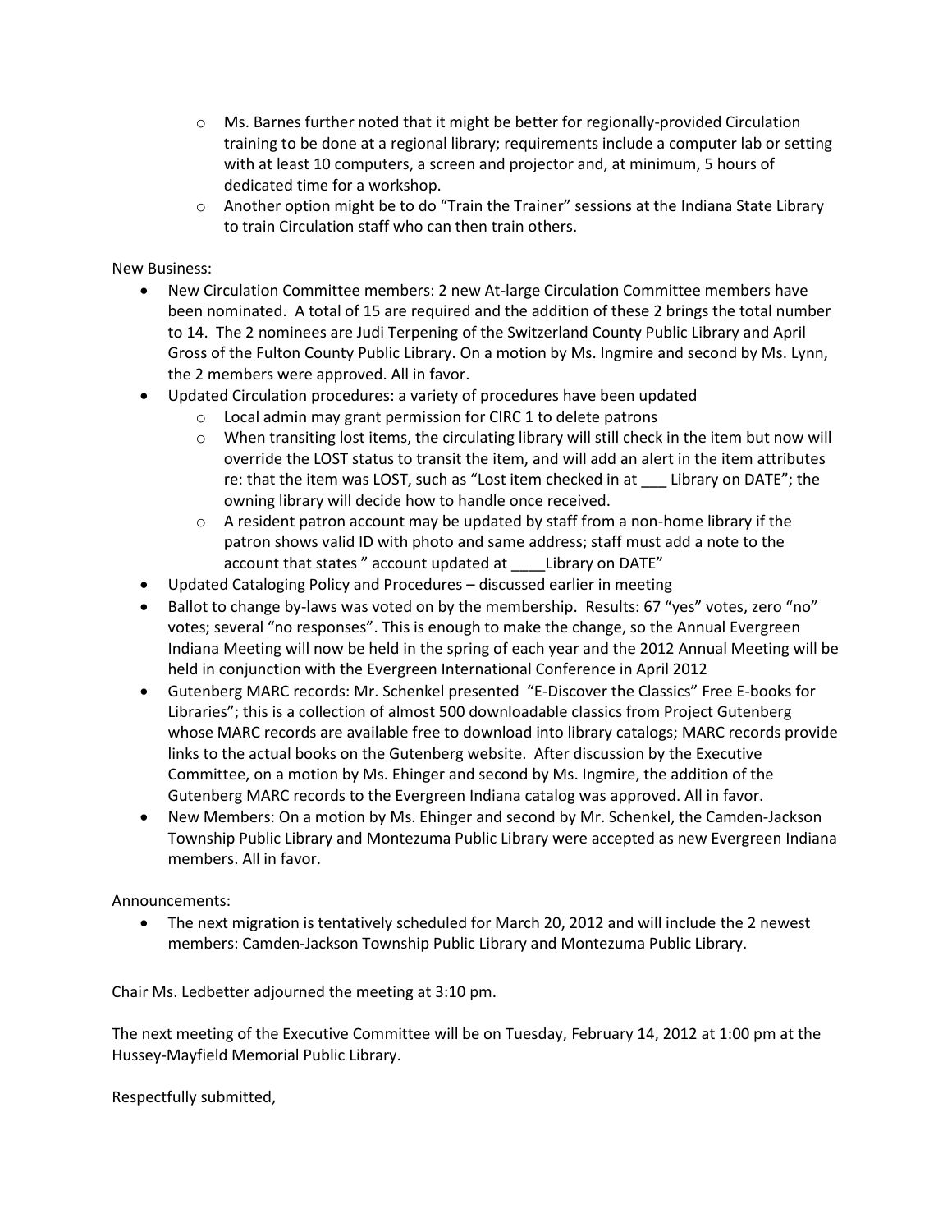- Ms. Barnes further noted that it might be better for regionally-provided Circulation training to be done at a regional library; requirements include a computer lab or setting with at least 10 computers, a screen and projector and, at minimum, 5 hours of dedicated time for a workshop.
  - Another option might be to do "Train the Trainer" sessions at the Indiana State Library to train Circulation staff who can then train others.

New Business:

- New Circulation Committee members: 2 new At-large Circulation Committee members have been nominated. A total of 15 are required and the addition of these 2 brings the total number to 14. The 2 nominees are Judi Terpening of the Switzerland County Public Library and April Gross of the Fulton County Public Library. On a motion by Ms. Ingmire and second by Ms. Lynn, the 2 members were approved. All in favor.
- Updated Circulation procedures: a variety of procedures have been updated
  - Local admin may grant permission for CIRC 1 to delete patrons
  - When transiting lost items, the circulating library will still check in the item but now will override the LOST status to transit the item, and will add an alert in the item attributes re: that the item was LOST, such as "Lost item checked in at ___ Library on DATE"; the owning library will decide how to handle once received.
  - A resident patron account may be updated by staff from a non-home library if the patron shows valid ID with photo and same address; staff must add a note to the account that states " account updated at ____Library on DATE"
- Updated Cataloging Policy and Procedures – discussed earlier in meeting
- Ballot to change by-laws was voted on by the membership. Results: 67 "yes" votes, zero "no" votes; several "no responses". This is enough to make the change, so the Annual Evergreen Indiana Meeting will now be held in the spring of each year and the 2012 Annual Meeting will be held in conjunction with the Evergreen International Conference in April 2012
- Gutenberg MARC records: Mr. Schenkel presented "E-Discover the Classics" Free E-books for Libraries"; this is a collection of almost 500 downloadable classics from Project Gutenberg whose MARC records are available free to download into library catalogs; MARC records provide links to the actual books on the Gutenberg website. After discussion by the Executive Committee, on a motion by Ms. Ehinger and second by Ms. Ingmire, the addition of the Gutenberg MARC records to the Evergreen Indiana catalog was approved. All in favor.
- New Members: On a motion by Ms. Ehinger and second by Mr. Schenkel, the Camden-Jackson Township Public Library and Montezuma Public Library were accepted as new Evergreen Indiana members. All in favor.

Announcements:

- The next migration is tentatively scheduled for March 20, 2012 and will include the 2 newest members: Camden-Jackson Township Public Library and Montezuma Public Library.

Chair Ms. Ledbetter adjourned the meeting at 3:10 pm.

The next meeting of the Executive Committee will be on Tuesday, February 14, 2012 at 1:00 pm at the Hussey-Mayfield Memorial Public Library.

Respectfully submitted,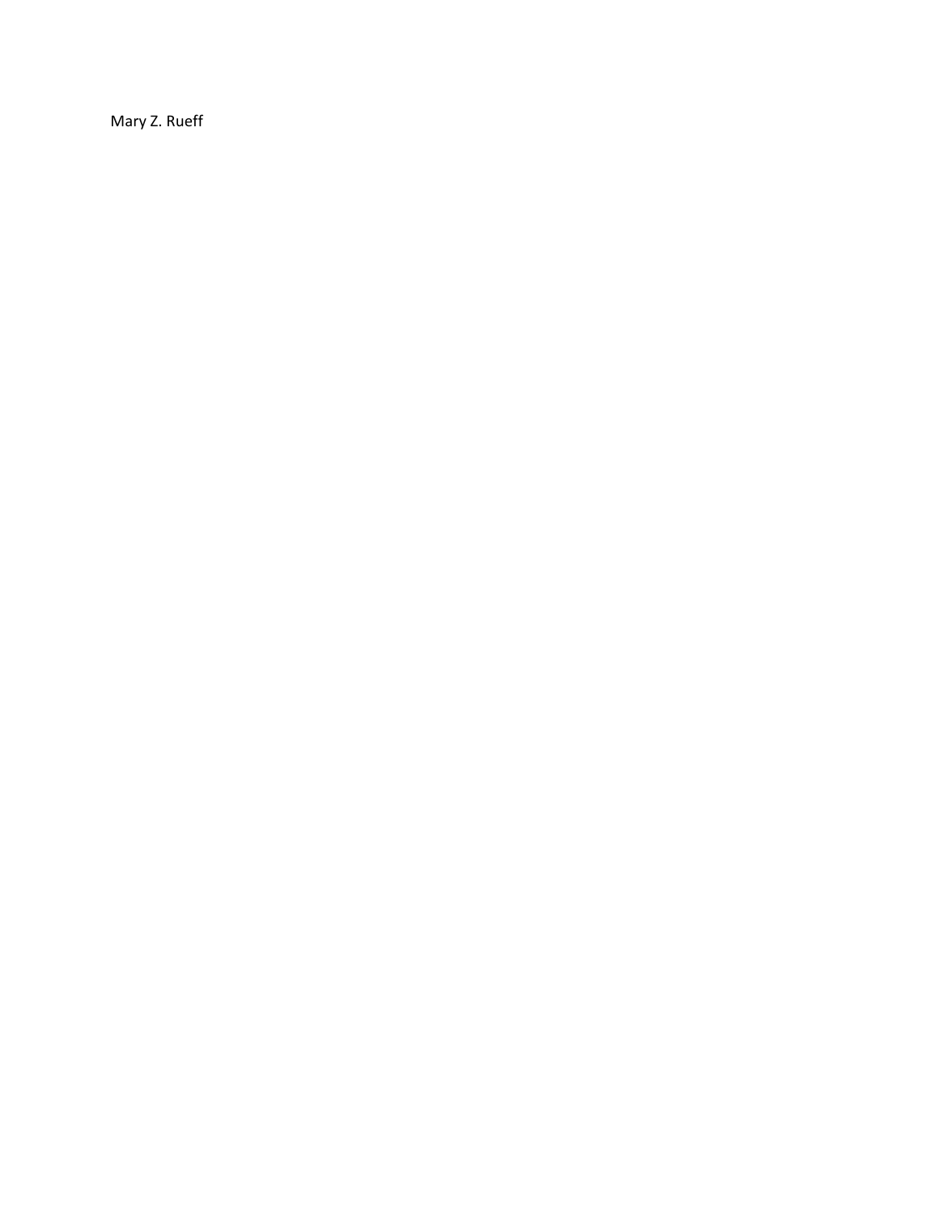Mary Z. Rueff